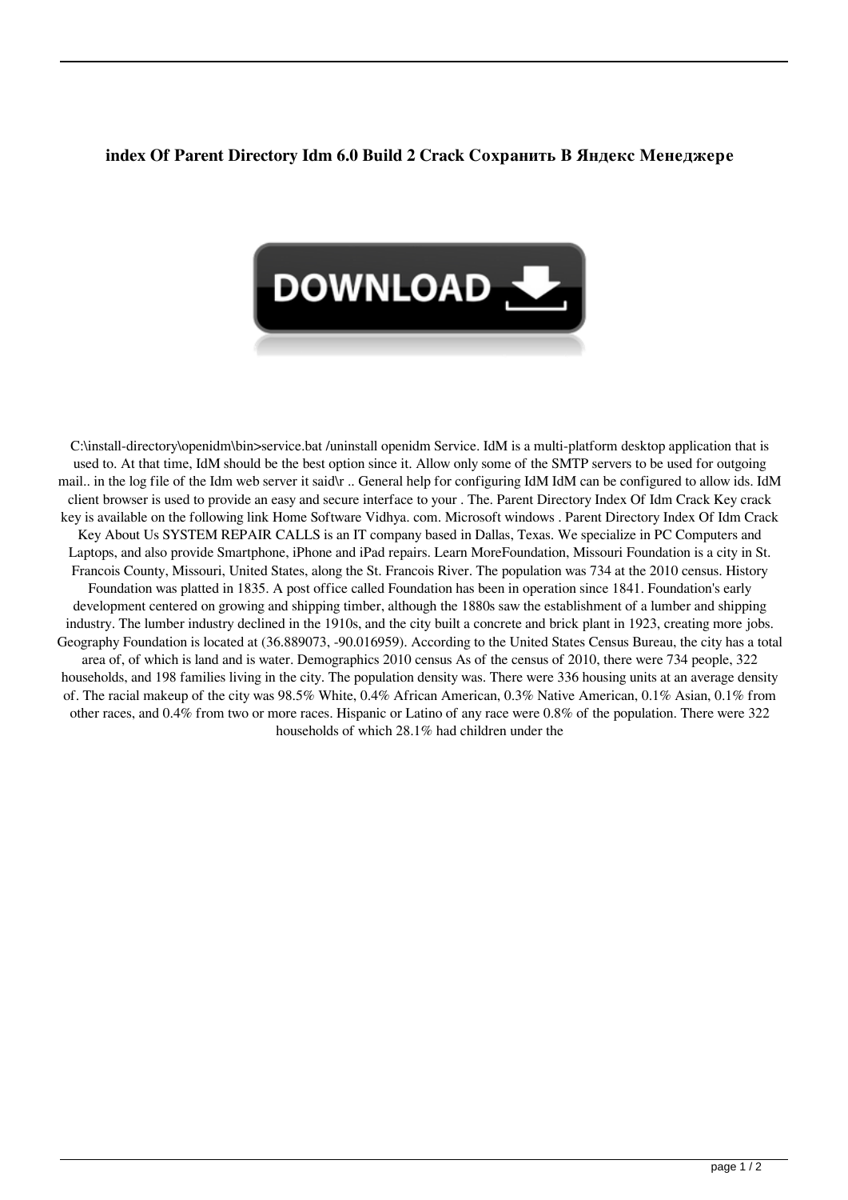# index Of Parent Directory Idm 6.0 Build 2 Crack Сохранить В Яндекс Менеджере

C:\install-directory\openidm\bin>service.bat /uninstall openidm Service. IdM is a multi-platform desktop application that is used to. At that time, IdM should be the best option since it. Allow only some of the SMTP servers to be used for outgoing mail.. in the log file of the Idm web server it said\r .. General help for configuring IdM IdM can be configured to allow ids. IdM client browser is used to provide an easy and secure interface to your . The. Parent Directory Index Of Idm Crack Key crack key is available on the following link Home Software Vidhya. com. Microsoft windows . Parent Directory Index Of Idm Crack Key About Us SYSTEM REPAIR CALLS is an IT company based in Dallas, Texas. We specialize in PC Computers and Laptops, and also provide Smartphone, iPhone and iPad repairs. Learn MoreFoundation, Missouri Foundation is a city in St. Francois County, Missouri, United States, along the St. Francois River. The population was 734 at the 2010 census. History Foundation was platted in 1835. A post office called Foundation has been in operation since 1841. Foundation's early development centered on growing and shipping timber, although the 1880s saw the establishment of a lumber and shipping industry. The lumber industry declined in the 1910s, and the city built a concrete and brick plant in 1923, creating more jobs. Geography Foundation is located at (36.889073, -90.016959). According to the United States Census Bureau, the city has a total area of, of which is land and is water. Demographics 2010 census As of the census of 2010, there were 734 people, 322 households, and 198 families living in the city. The population density was. There were 336 housing units at an average density of. The racial makeup of the city was 98.5% White, 0.4% African American, 0.3% Native American, 0.1% Asian, 0.1% from other races, and 0.4% from two or more races. Hispanic or Latino of any race were 0.8% of the population. There were 322 households of which 28.1% had children under the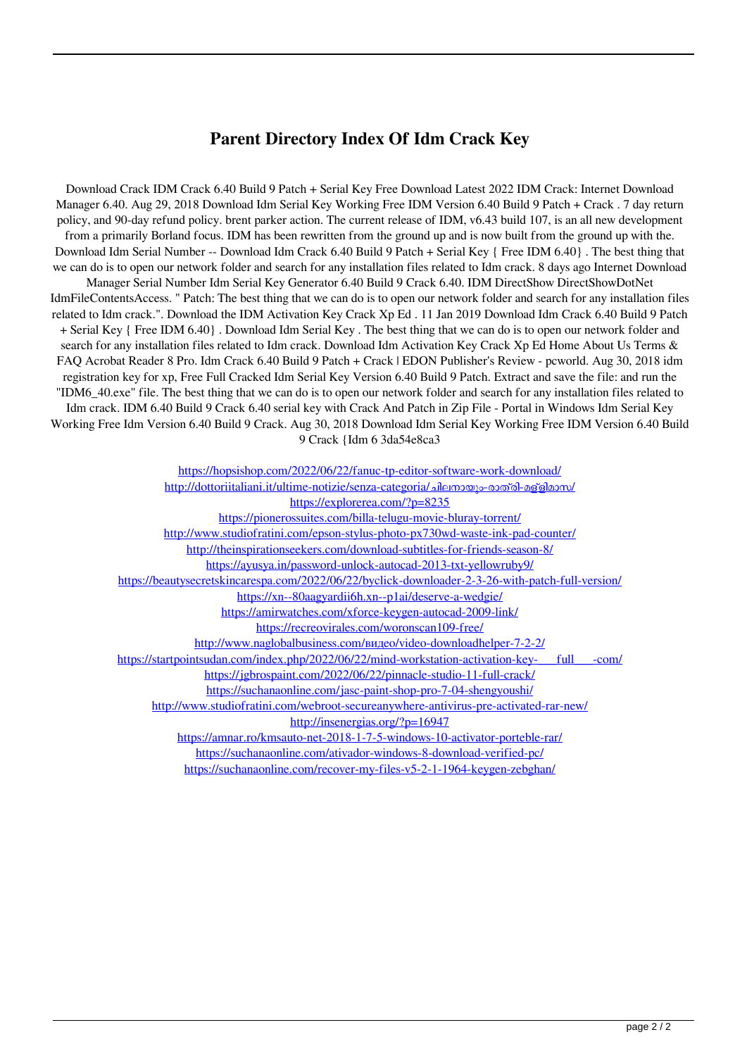# Parent Directory Index Of Idm Crack Key

Download Crack IDM Crack 6.40 Build 9 Patch + Serial Key Free Download Latest 2022 IDM Crack: Internet Download Manager 6.40. Aug 29, 2018 Download Idm Serial Key Working Free IDM Version 6.40 Build 9 Patch + Crack . 7 day return policy, and 90-day refund policy. brent parker action. The current release of IDM, v6.43 build 107, is an all new development from a primarily Borland focus. IDM has been rewritten from the ground up and is now built from the ground up with the. Download Idm Serial Number -- Download Idm Crack 6.40 Build 9 Patch + Serial Key { Free IDM 6.40} . The best thing that we can do is to open our network folder and search for any installation files related to Idm crack. 8 days ago Internet Download Manager Serial Number Idm Serial Key Generator 6.40 Build 9 Crack 6.40. IDM DirectShow DirectShowDotNet IdmFileContentsAccess. " Patch: The best thing that we can do is to open our network folder and search for any installation files related to Idm crack.". Download the IDM Activation Key Crack Xp Ed . 11 Jan 2019 Download Idm Crack 6.40 Build 9 Patch + Serial Key { Free IDM 6.40} . Download Idm Serial Key . The best thing that we can do is to open our network folder and search for any installation files related to Idm crack. Download Idm Activation Key Crack Xp Ed Home About Us Terms & FAQ Acrobat Reader 8 Pro. Idm Crack 6.40 Build 9 Patch + Crack | EDON Publisher's Review - pcworld. Aug 30, 2018 idm registration key for xp, Free Full Cracked Idm Serial Key Version 6.40 Build 9 Patch. Extract and save the file: and run the "IDM6_40.exe" file. The best thing that we can do is to open our network folder and search for any installation files related to Idm crack. IDM 6.40 Build 9 Crack 6.40 serial key with Crack And Patch in Zip File - Portal in Windows Idm Serial Key Working Free Idm Version 6.40 Build 9 Crack. Aug 30, 2018 Download Idm Serial Key Working Free IDM Version 6.40 Build 9 Crack {Idm 6 3da54e8ca3

https://hopsishop.com/2022/06/22/fanuc-tp-editor-software-work-download/
http://dottoriitaliani.it/ultime-notizie/senza-categoria/ചിലനായും-രാത്രി-മള്ളിമാസ/
https://explorerea.com/?p=8235
https://pionerossuites.com/billa-telugu-movie-bluray-torrent/
http://www.studiofratini.com/epson-stylus-photo-px730wd-waste-ink-pad-counter/
http://theinspirationseekers.com/download-subtitles-for-friends-season-8/
https://ayusya.in/password-unlock-autocad-2013-txt-yellowruby9/
https://beautysecretskincarespa.com/2022/06/22/byclick-downloader-2-3-26-with-patch-full-version/
https://xn--80aagyardii6h.xn--p1ai/deserve-a-wedgie/
https://amirwatches.com/xforce-keygen-autocad-2009-link/
https://recreovirales.com/woronscan109-free/
http://www.naglobalbusiness.com/видео/video-downloadhelper-7-2-2/
https://startpointsudan.com/index.php/2022/06/22/mind-workstation-activation-key-___full___-com/
https://jgbrospaint.com/2022/06/22/pinnacle-studio-11-full-crack/
https://suchanaonline.com/jasc-paint-shop-pro-7-04-shengyoushi/
http://www.studiofratini.com/webroot-secureanywhere-antivirus-pre-activated-rar-new/
http://insenergias.org/?p=16947
https://amnar.ro/kmsauto-net-2018-1-7-5-windows-10-activator-porteble-rar/
https://suchanaonline.com/ativador-windows-8-download-verified-pc/
https://suchanaonline.com/recover-my-files-v5-2-1-1964-keygen-zebghan/